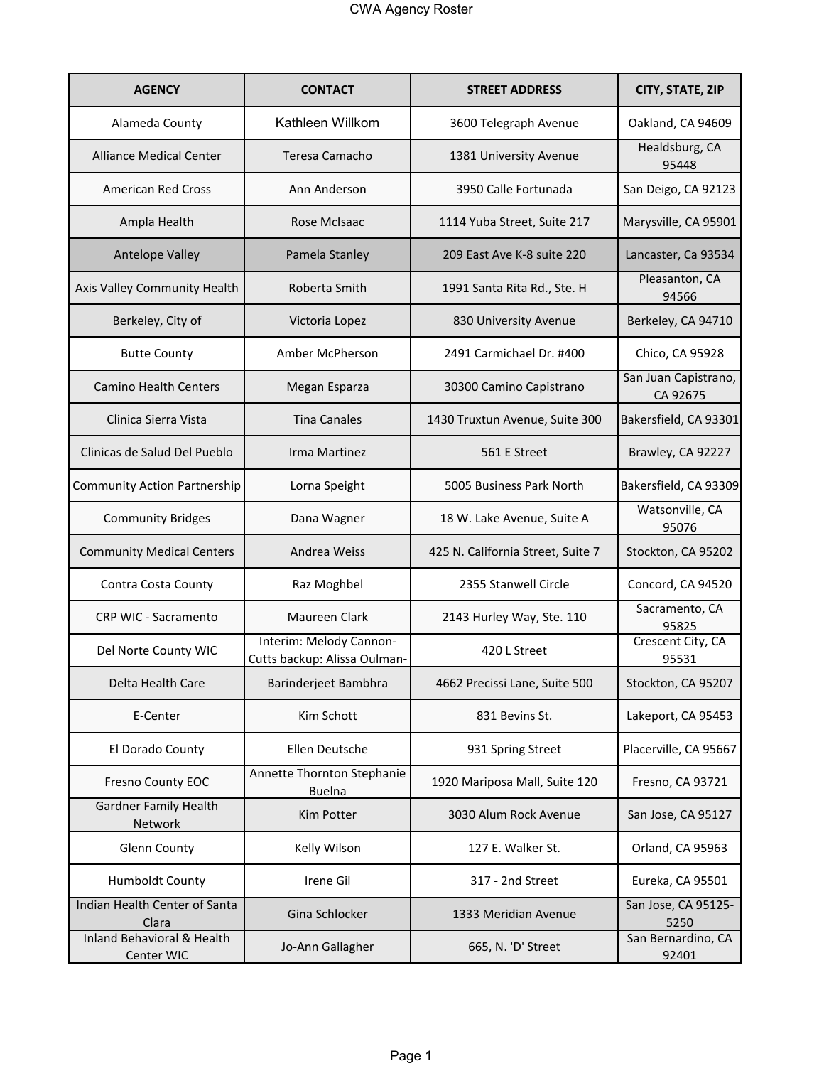# CWA Agency Roster

| AGENCY | CONTACT | STREET ADDRESS | CITY, STATE, ZIP |
|---|---|---|---|
| Alameda County | Kathleen Willkom | 3600 Telegraph Avenue | Oakland, CA 94609 |
| Alliance Medical Center | Teresa Camacho | 1381 University Avenue | Healdsburg, CA 95448 |
| American Red Cross | Ann Anderson | 3950 Calle Fortunada | San Deigo, CA 92123 |
| Ampla Health | Rose McIsaac | 1114 Yuba Street, Suite 217 | Marysville, CA 95901 |
| Antelope Valley | Pamela Stanley | 209 East Ave K-8 suite 220 | Lancaster, Ca 93534 |
| Axis Valley Community Health | Roberta Smith | 1991 Santa Rita Rd., Ste. H | Pleasanton, CA 94566 |
| Berkeley, City of | Victoria Lopez | 830 University Avenue | Berkeley, CA 94710 |
| Butte County | Amber McPherson | 2491 Carmichael Dr. #400 | Chico, CA 95928 |
| Camino Health Centers | Megan Esparza | 30300 Camino Capistrano | San Juan Capistrano, CA 92675 |
| Clinica Sierra Vista | Tina Canales | 1430 Truxtun Avenue, Suite 300 | Bakersfield, CA 93301 |
| Clinicas de Salud Del Pueblo | Irma Martinez | 561 E Street | Brawley, CA 92227 |
| Community Action Partnership | Lorna Speight | 5005 Business Park North | Bakersfield, CA 93309 |
| Community Bridges | Dana Wagner | 18 W. Lake Avenue, Suite A | Watsonville, CA 95076 |
| Community Medical Centers | Andrea Weiss | 425 N. California Street, Suite 7 | Stockton, CA 95202 |
| Contra Costa County | Raz Moghbel | 2355 Stanwell Circle | Concord, CA 94520 |
| CRP WIC - Sacramento | Maureen Clark | 2143 Hurley Way, Ste. 110 | Sacramento, CA 95825 |
| Del Norte County WIC | Interim: Melody Cannon-Cutts backup: Alissa Oulman- | 420 L Street | Crescent City, CA 95531 |
| Delta Health Care | Barinderjeet Bambhra | 4662 Precissi Lane, Suite 500 | Stockton, CA 95207 |
| E-Center | Kim Schott | 831 Bevins St. | Lakeport, CA 95453 |
| El Dorado County | Ellen Deutsche | 931 Spring Street | Placerville, CA 95667 |
| Fresno County EOC | Annette Thornton Stephanie Buelna | 1920 Mariposa Mall, Suite 120 | Fresno, CA 93721 |
| Gardner Family Health Network | Kim Potter | 3030 Alum Rock Avenue | San Jose, CA 95127 |
| Glenn County | Kelly Wilson | 127 E. Walker St. | Orland, CA 95963 |
| Humboldt County | Irene Gil | 317 - 2nd Street | Eureka, CA 95501 |
| Indian Health Center of Santa Clara | Gina Schlocker | 1333 Meridian Avenue | San Jose, CA 95125-5250 |
| Inland Behavioral & Health Center WIC | Jo-Ann Gallagher | 665, N. 'D' Street | San Bernardino, CA 92401 |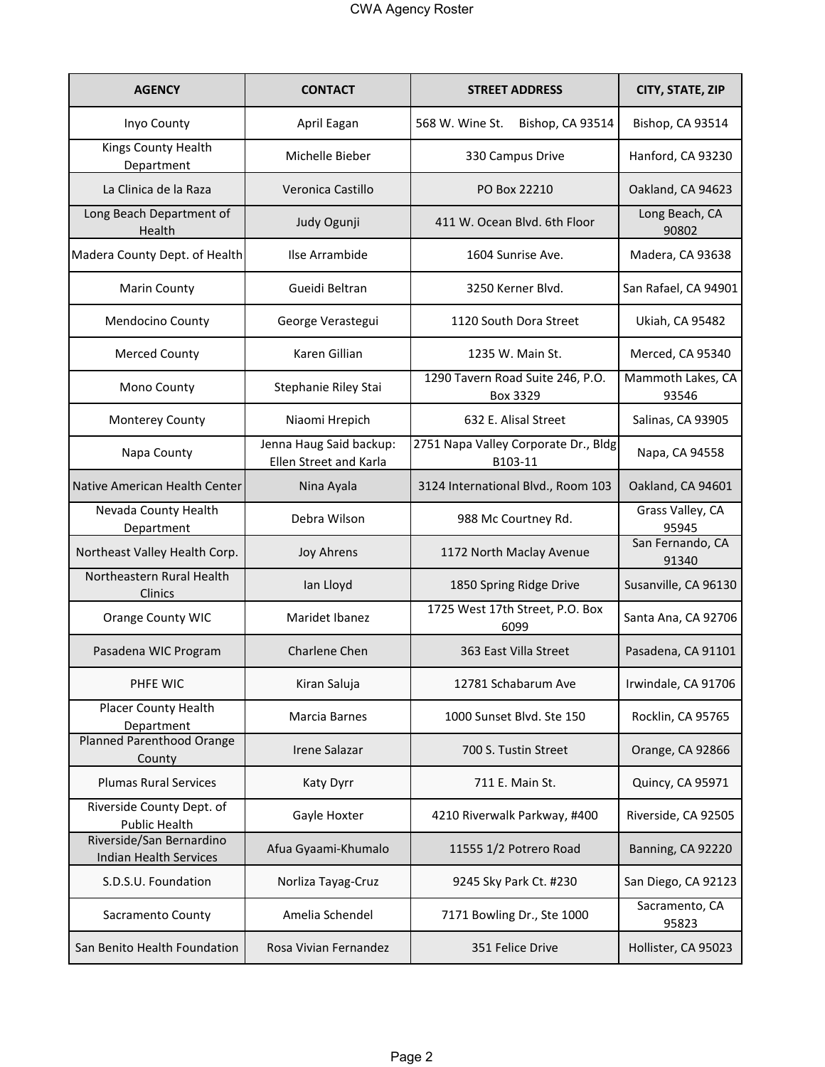| AGENCY | CONTACT | STREET ADDRESS | CITY, STATE, ZIP |
|---|---|---|---|
| Inyo County | April Eagan | 568 W. Wine St. Bishop, CA 93514 | Bishop, CA 93514 |
| Kings County Health Department | Michelle Bieber | 330 Campus Drive | Hanford, CA 93230 |
| La Clinica de la Raza | Veronica Castillo | PO Box 22210 | Oakland, CA 94623 |
| Long Beach Department of Health | Judy Ogunji | 411 W. Ocean Blvd. 6th Floor | Long Beach, CA 90802 |
| Madera County Dept. of Health | Ilse Arrambide | 1604 Sunrise Ave. | Madera, CA 93638 |
| Marin County | Gueidi Beltran | 3250 Kerner Blvd. | San Rafael, CA 94901 |
| Mendocino County | George Verastegui | 1120 South Dora Street | Ukiah, CA 95482 |
| Merced County | Karen Gillian | 1235 W. Main St. | Merced, CA 95340 |
| Mono County | Stephanie Riley Stai | 1290 Tavern Road Suite 246, P.O. Box 3329 | Mammoth Lakes, CA 93546 |
| Monterey County | Niaomi Hrepich | 632 E. Alisal Street | Salinas, CA 93905 |
| Napa County | Jenna Haug Said backup: Ellen Street and Karla | 2751 Napa Valley Corporate Dr., Bldg B103-11 | Napa, CA 94558 |
| Native American Health Center | Nina Ayala | 3124 International Blvd., Room 103 | Oakland, CA 94601 |
| Nevada County Health Department | Debra Wilson | 988 Mc Courtney Rd. | Grass Valley, CA 95945 |
| Northeast Valley Health Corp. | Joy Ahrens | 1172 North Maclay Avenue | San Fernando, CA 91340 |
| Northeastern Rural Health Clinics | Ian Lloyd | 1850 Spring Ridge Drive | Susanville, CA 96130 |
| Orange County WIC | Maridet Ibanez | 1725 West 17th Street, P.O. Box 6099 | Santa Ana, CA 92706 |
| Pasadena WIC Program | Charlene Chen | 363 East Villa Street | Pasadena, CA 91101 |
| PHFE WIC | Kiran Saluja | 12781 Schabarum Ave | Irwindale, CA 91706 |
| Placer County Health Department | Marcia Barnes | 1000 Sunset Blvd. Ste 150 | Rocklin, CA 95765 |
| Planned Parenthood Orange County | Irene Salazar | 700 S. Tustin Street | Orange, CA 92866 |
| Plumas Rural Services | Katy Dyrr | 711 E. Main St. | Quincy, CA 95971 |
| Riverside County Dept. of Public Health | Gayle Hoxter | 4210 Riverwalk Parkway, #400 | Riverside, CA 92505 |
| Riverside/San Bernardino Indian Health Services | Afua Gyaami-Khumalo | 11555 1/2 Potrero Road | Banning, CA 92220 |
| S.D.S.U. Foundation | Norliza Tayag-Cruz | 9245 Sky Park Ct. #230 | San Diego, CA 92123 |
| Sacramento County | Amelia Schendel | 7171 Bowling Dr., Ste 1000 | Sacramento, CA 95823 |
| San Benito Health Foundation | Rosa Vivian Fernandez | 351 Felice Drive | Hollister, CA 95023 |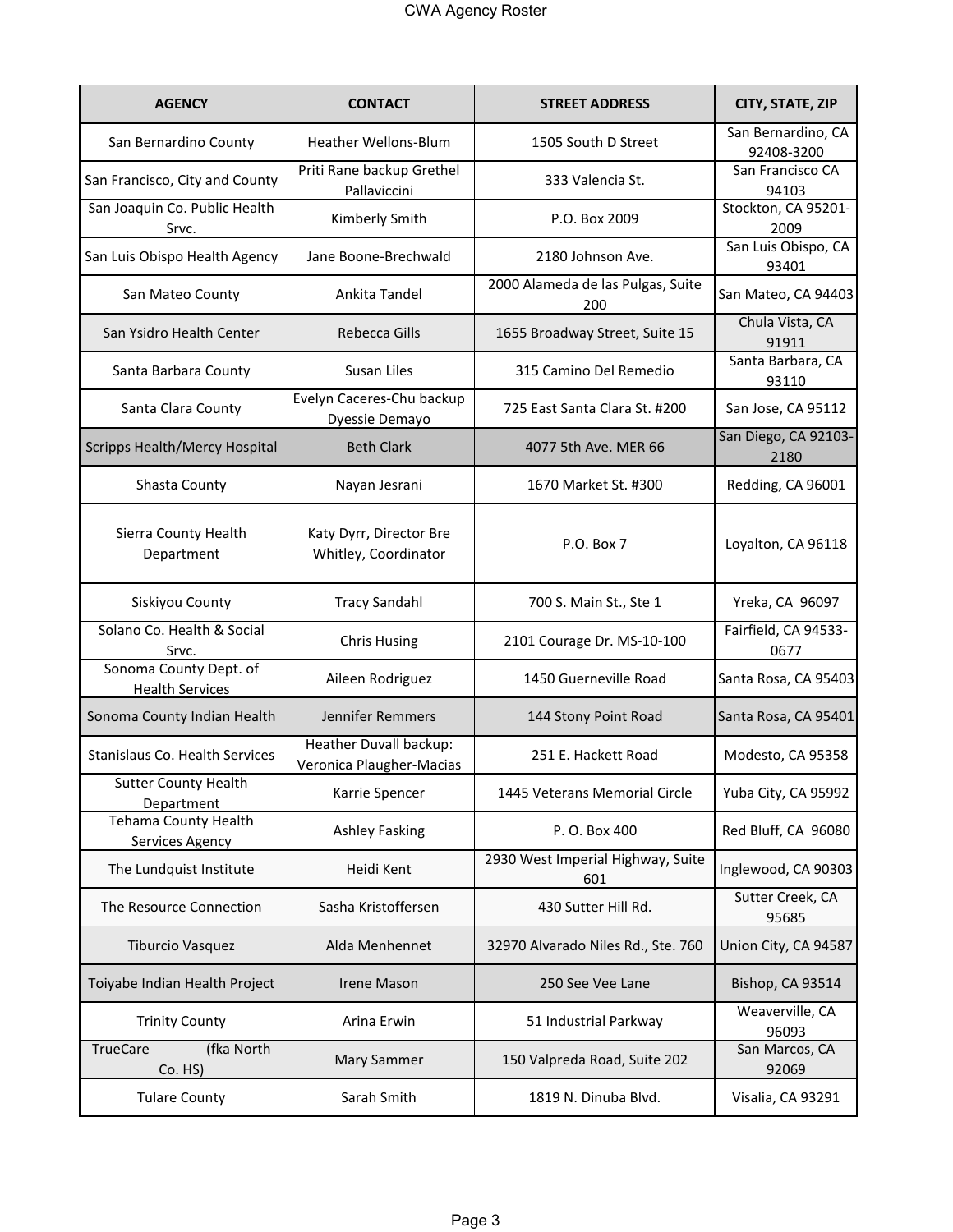| AGENCY | CONTACT | STREET ADDRESS | CITY, STATE, ZIP |
|---|---|---|---|
| San Bernardino County | Heather Wellons-Blum | 1505 South D Street | San Bernardino, CA 92408-3200 |
| San Francisco, City and County | Priti Rane backup Grethel Pallaviccini | 333 Valencia St. | San Francisco CA 94103 |
| San Joaquin Co. Public Health Srvc. | Kimberly Smith | P.O. Box 2009 | Stockton, CA 95201-2009 |
| San Luis Obispo Health Agency | Jane Boone-Brechwald | 2180 Johnson Ave. | San Luis Obispo, CA 93401 |
| San Mateo County | Ankita Tandel | 2000 Alameda de las Pulgas, Suite 200 | San Mateo, CA 94403 |
| San Ysidro Health Center | Rebecca Gills | 1655 Broadway Street, Suite 15 | Chula Vista, CA 91911 |
| Santa Barbara County | Susan Liles | 315 Camino Del Remedio | Santa Barbara, CA 93110 |
| Santa Clara County | Evelyn Caceres-Chu backup Dyessie Demayo | 725 East Santa Clara St. #200 | San Jose, CA 95112 |
| Scripps Health/Mercy Hospital | Beth Clark | 4077 5th Ave. MER 66 | San Diego, CA 92103-2180 |
| Shasta County | Nayan Jesrani | 1670 Market St. #300 | Redding, CA 96001 |
| Sierra County Health Department | Katy Dyrr, Director Bre Whitley, Coordinator | P.O. Box 7 | Loyalton, CA 96118 |
| Siskiyou County | Tracy Sandahl | 700 S. Main St., Ste 1 | Yreka, CA 96097 |
| Solano Co. Health & Social Srvc. | Chris Husing | 2101 Courage Dr. MS-10-100 | Fairfield, CA 94533-0677 |
| Sonoma County Dept. of Health Services | Aileen Rodriguez | 1450 Guerneville Road | Santa Rosa, CA 95403 |
| Sonoma County Indian Health | Jennifer Remmers | 144 Stony Point Road | Santa Rosa, CA 95401 |
| Stanislaus Co. Health Services | Heather Duvall backup: Veronica Plaugher-Macias | 251 E. Hackett Road | Modesto, CA 95358 |
| Sutter County Health Department | Karrie Spencer | 1445 Veterans Memorial Circle | Yuba City, CA 95992 |
| Tehama County Health Services Agency | Ashley Fasking | P. O. Box 400 | Red Bluff, CA 96080 |
| The Lundquist Institute | Heidi Kent | 2930 West Imperial Highway, Suite 601 | Inglewood, CA 90303 |
| The Resource Connection | Sasha Kristoffersen | 430 Sutter Hill Rd. | Sutter Creek, CA 95685 |
| Tiburcio Vasquez | Alda Menhennet | 32970 Alvarado Niles Rd., Ste. 760 | Union City, CA 94587 |
| Toiyabe Indian Health Project | Irene Mason | 250 See Vee Lane | Bishop, CA 93514 |
| Trinity County | Arina Erwin | 51 Industrial Parkway | Weaverville, CA 96093 |
| TrueCare (fka North Co. HS) | Mary Sammer | 150 Valpreda Road, Suite 202 | San Marcos, CA 92069 |
| Tulare County | Sarah Smith | 1819 N. Dinuba Blvd. | Visalia, CA 93291 |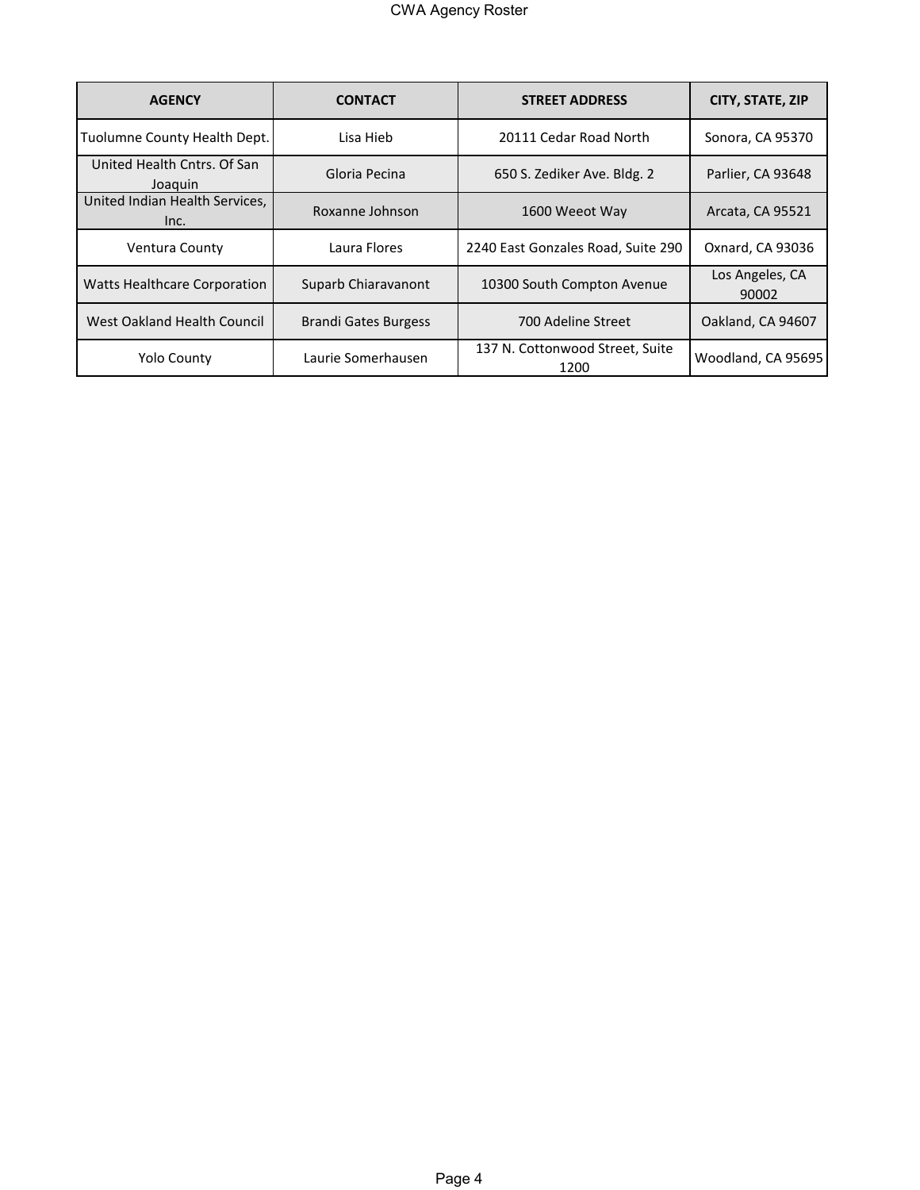| AGENCY | CONTACT | STREET ADDRESS | CITY, STATE, ZIP |
|---|---|---|---|
| Tuolumne County Health Dept. | Lisa Hieb | 20111 Cedar Road North | Sonora, CA 95370 |
| United Health Cntrs. Of San Joaquin | Gloria Pecina | 650 S. Zediker Ave. Bldg. 2 | Parlier, CA 93648 |
| United Indian Health Services, Inc. | Roxanne Johnson | 1600 Weeot Way | Arcata, CA 95521 |
| Ventura County | Laura Flores | 2240 East Gonzales Road, Suite 290 | Oxnard, CA 93036 |
| Watts Healthcare Corporation | Suparb Chiaravanont | 10300 South Compton Avenue | Los Angeles, CA 90002 |
| West Oakland Health Council | Brandi Gates Burgess | 700 Adeline Street | Oakland, CA 94607 |
| Yolo County | Laurie Somerhausen | 137 N. Cottonwood Street, Suite 1200 | Woodland, CA 95695 |